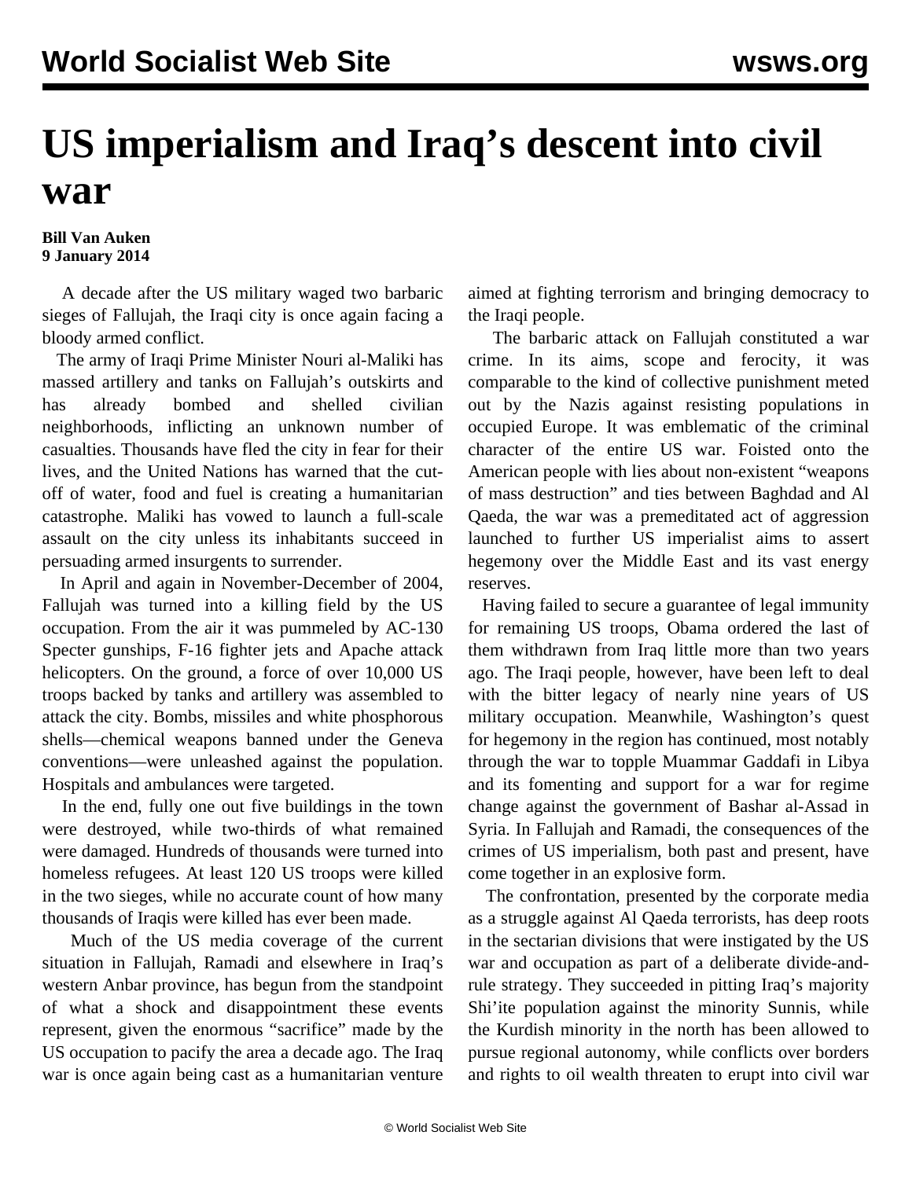# US imperialism and Iraq's descent into civil war

**Bill Van Auken**
**9 January 2014**

A decade after the US military waged two barbaric sieges of Fallujah, the Iraqi city is once again facing a bloody armed conflict.

The army of Iraqi Prime Minister Nouri al-Maliki has massed artillery and tanks on Fallujah's outskirts and has already bombed and shelled civilian neighborhoods, inflicting an unknown number of casualties. Thousands have fled the city in fear for their lives, and the United Nations has warned that the cut-off of water, food and fuel is creating a humanitarian catastrophe. Maliki has vowed to launch a full-scale assault on the city unless its inhabitants succeed in persuading armed insurgents to surrender.

In April and again in November-December of 2004, Fallujah was turned into a killing field by the US occupation. From the air it was pummeled by AC-130 Specter gunships, F-16 fighter jets and Apache attack helicopters. On the ground, a force of over 10,000 US troops backed by tanks and artillery was assembled to attack the city. Bombs, missiles and white phosphorous shells—chemical weapons banned under the Geneva conventions—were unleashed against the population. Hospitals and ambulances were targeted.

In the end, fully one out five buildings in the town were destroyed, while two-thirds of what remained were damaged. Hundreds of thousands were turned into homeless refugees. At least 120 US troops were killed in the two sieges, while no accurate count of how many thousands of Iraqis were killed has ever been made.

Much of the US media coverage of the current situation in Fallujah, Ramadi and elsewhere in Iraq's western Anbar province, has begun from the standpoint of what a shock and disappointment these events represent, given the enormous "sacrifice" made by the US occupation to pacify the area a decade ago. The Iraq war is once again being cast as a humanitarian venture aimed at fighting terrorism and bringing democracy to the Iraqi people.

The barbaric attack on Fallujah constituted a war crime. In its aims, scope and ferocity, it was comparable to the kind of collective punishment meted out by the Nazis against resisting populations in occupied Europe. It was emblematic of the criminal character of the entire US war. Foisted onto the American people with lies about non-existent "weapons of mass destruction" and ties between Baghdad and Al Qaeda, the war was a premeditated act of aggression launched to further US imperialist aims to assert hegemony over the Middle East and its vast energy reserves.

Having failed to secure a guarantee of legal immunity for remaining US troops, Obama ordered the last of them withdrawn from Iraq little more than two years ago. The Iraqi people, however, have been left to deal with the bitter legacy of nearly nine years of US military occupation. Meanwhile, Washington's quest for hegemony in the region has continued, most notably through the war to topple Muammar Gaddafi in Libya and its fomenting and support for a war for regime change against the government of Bashar al-Assad in Syria. In Fallujah and Ramadi, the consequences of the crimes of US imperialism, both past and present, have come together in an explosive form.

The confrontation, presented by the corporate media as a struggle against Al Qaeda terrorists, has deep roots in the sectarian divisions that were instigated by the US war and occupation as part of a deliberate divide-and-rule strategy. They succeeded in pitting Iraq's majority Shi'ite population against the minority Sunnis, while the Kurdish minority in the north has been allowed to pursue regional autonomy, while conflicts over borders and rights to oil wealth threaten to erupt into civil war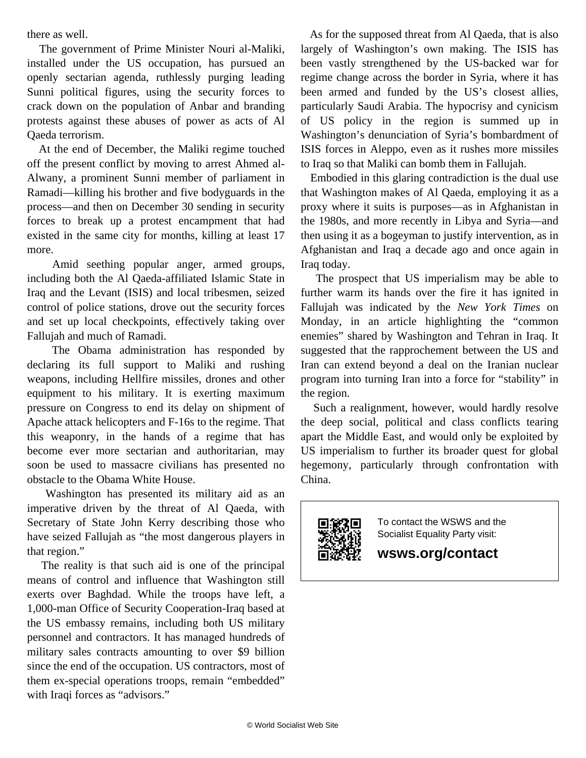there as well.

The government of Prime Minister Nouri al-Maliki, installed under the US occupation, has pursued an openly sectarian agenda, ruthlessly purging leading Sunni political figures, using the security forces to crack down on the population of Anbar and branding protests against these abuses of power as acts of Al Qaeda terrorism.

At the end of December, the Maliki regime touched off the present conflict by moving to arrest Ahmed al-Alwany, a prominent Sunni member of parliament in Ramadi—killing his brother and five bodyguards in the process—and then on December 30 sending in security forces to break up a protest encampment that had existed in the same city for months, killing at least 17 more.

Amid seething popular anger, armed groups, including both the Al Qaeda-affiliated Islamic State in Iraq and the Levant (ISIS) and local tribesmen, seized control of police stations, drove out the security forces and set up local checkpoints, effectively taking over Fallujah and much of Ramadi.

The Obama administration has responded by declaring its full support to Maliki and rushing weapons, including Hellfire missiles, drones and other equipment to his military. It is exerting maximum pressure on Congress to end its delay on shipment of Apache attack helicopters and F-16s to the regime. That this weaponry, in the hands of a regime that has become ever more sectarian and authoritarian, may soon be used to massacre civilians has presented no obstacle to the Obama White House.

Washington has presented its military aid as an imperative driven by the threat of Al Qaeda, with Secretary of State John Kerry describing those who have seized Fallujah as "the most dangerous players in that region."

The reality is that such aid is one of the principal means of control and influence that Washington still exerts over Baghdad. While the troops have left, a 1,000-man Office of Security Cooperation-Iraq based at the US embassy remains, including both US military personnel and contractors. It has managed hundreds of military sales contracts amounting to over $9 billion since the end of the occupation. US contractors, most of them ex-special operations troops, remain "embedded" with Iraqi forces as "advisors."

As for the supposed threat from Al Qaeda, that is also largely of Washington's own making. The ISIS has been vastly strengthened by the US-backed war for regime change across the border in Syria, where it has been armed and funded by the US's closest allies, particularly Saudi Arabia. The hypocrisy and cynicism of US policy in the region is summed up in Washington's denunciation of Syria's bombardment of ISIS forces in Aleppo, even as it rushes more missiles to Iraq so that Maliki can bomb them in Fallujah.

Embodied in this glaring contradiction is the dual use that Washington makes of Al Qaeda, employing it as a proxy where it suits is purposes—as in Afghanistan in the 1980s, and more recently in Libya and Syria—and then using it as a bogeyman to justify intervention, as in Afghanistan and Iraq a decade ago and once again in Iraq today.

The prospect that US imperialism may be able to further warm its hands over the fire it has ignited in Fallujah was indicated by the *New York Times* on Monday, in an article highlighting the "common enemies" shared by Washington and Tehran in Iraq. It suggested that the rapprochement between the US and Iran can extend beyond a deal on the Iranian nuclear program into turning Iran into a force for "stability" in the region.

Such a realignment, however, would hardly resolve the deep social, political and class conflicts tearing apart the Middle East, and would only be exploited by US imperialism to further its broader quest for global hegemony, particularly through confrontation with China.

To contact the WSWS and the Socialist Equality Party visit:

**wsws.org/contact**